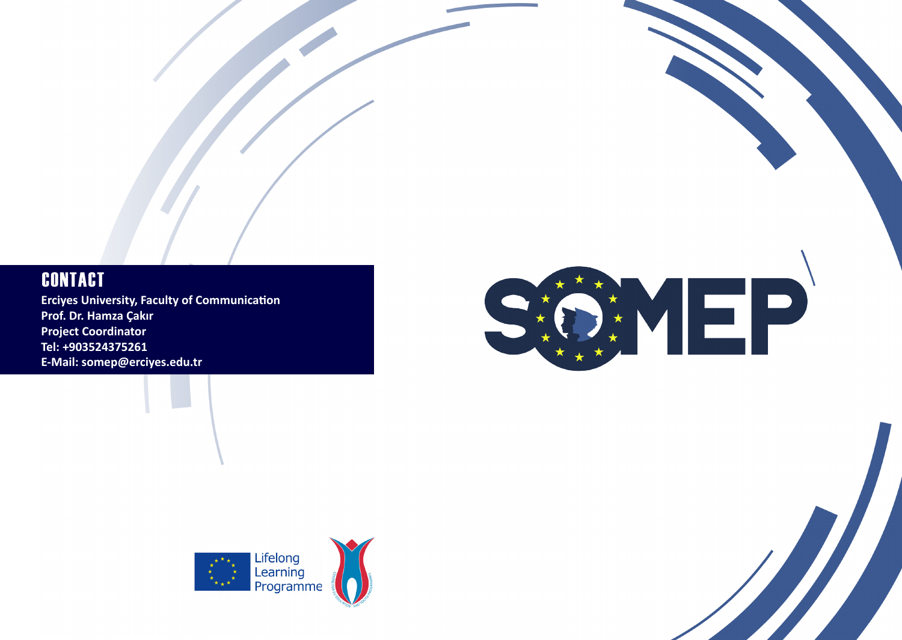## CONTACT

**Erciyes University, Faculty of Communication**
**Prof. Dr. Hamza Çakır**
**Project Coordinator**
**Tel: +903524375261**
**E-Mail: somep@erciyes.edu.tr**

SOMEP

Lifelong Learning Programme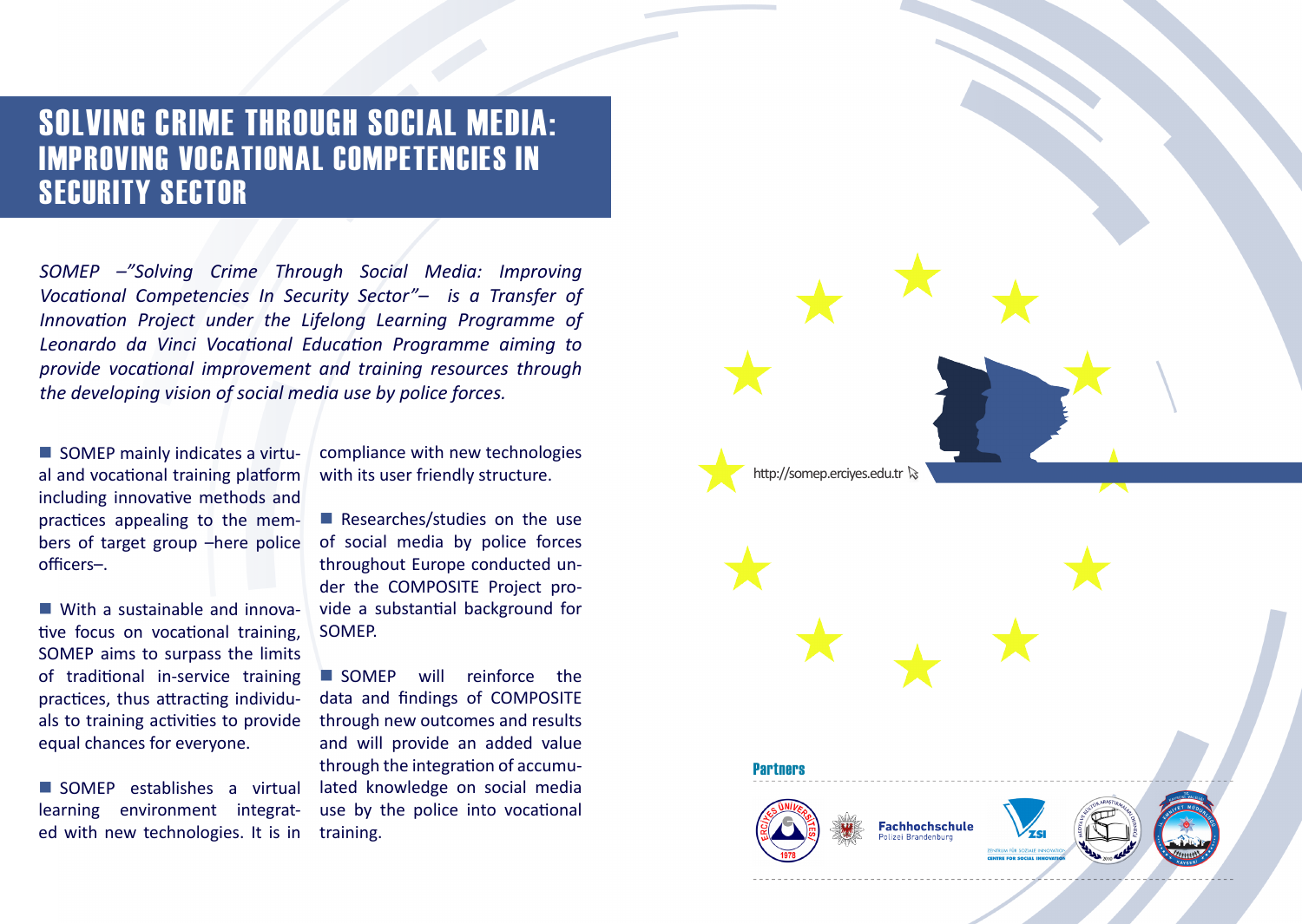# SOLVING CRIME THROUGH SOCIAL MEDIA: IMPROVING VOCATIONAL COMPETENCIES IN SECURITY SECTOR

*SOMEP –"Solving Crime Through Social Media: Improving Vocational Competencies In Security Sector"– is a Transfer of Innovation Project under the Lifelong Learning Programme of Leonardo da Vinci Vocational Education Programme aiming to provide vocational improvement and training resources through the developing vision of social media use by police forces.*

- SOMEP mainly indicates a virtual and vocational training platform including innovative methods and practices appealing to the members of target group –here police officers–.

- With a sustainable and innovative focus on vocational training, SOMEP aims to surpass the limits of traditional in-service training practices, thus attracting individuals to training activities to provide equal chances for everyone.

- SOMEP establishes a virtual learning environment integrated with new technologies. It is in compliance with new technologies with its user friendly structure.

- Researches/studies on the use of social media by police forces throughout Europe conducted under the COMPOSITE Project provide a substantial background for SOMEP.

- SOMEP will reinforce the data and findings of COMPOSITE through new outcomes and results and will provide an added value through the integration of accumulated knowledge on social media use by the police into vocational training.

http://somep.erciyes.edu.tr

## Partners

Fachhochschule Polizei Brandenburg

ZSI Zentrum für Soziale Innovation – Centre for Social Innovation